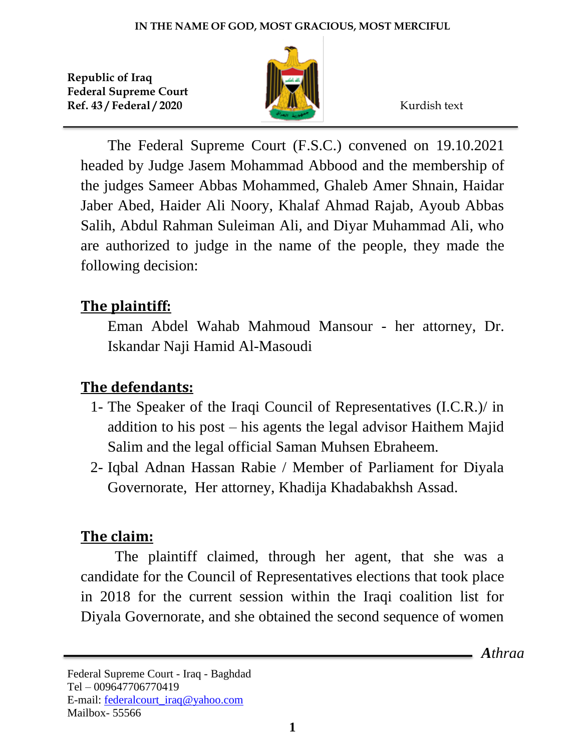IN THE NAME OF GOD, MOST GRACIOUS, MOST MERCIFUL

**Republic of Iraq**
**Federal Supreme Court**
**Ref. 43 / Federal / 2020**

Kurdish text

The Federal Supreme Court (F.S.C.) convened on 19.10.2021 headed by Judge Jasem Mohammad Abbood and the membership of the judges Sameer Abbas Mohammed, Ghaleb Amer Shnain, Haidar Jaber Abed, Haider Ali Noory, Khalaf Ahmad Rajab, Ayoub Abbas Salih, Abdul Rahman Suleiman Ali, and Diyar Muhammad Ali, who are authorized to judge in the name of the people, they made the following decision:

## The plaintiff:

Eman Abdel Wahab Mahmoud Mansour - her attorney, Dr. Iskandar Naji Hamid Al-Masoudi

## The defendants:

1- The Speaker of the Iraqi Council of Representatives (I.C.R.)/ in addition to his post – his agents the legal advisor Haithem Majid Salim and the legal official Saman Muhsen Ebraheem.
2- Iqbal Adnan Hassan Rabie / Member of Parliament for Diyala Governorate, Her attorney, Khadija Khadabakhsh Assad.

## The claim:

The plaintiff claimed, through her agent, that she was a candidate for the Council of Representatives elections that took place in 2018 for the current session within the Iraqi coalition list for Diyala Governorate, and she obtained the second sequence of women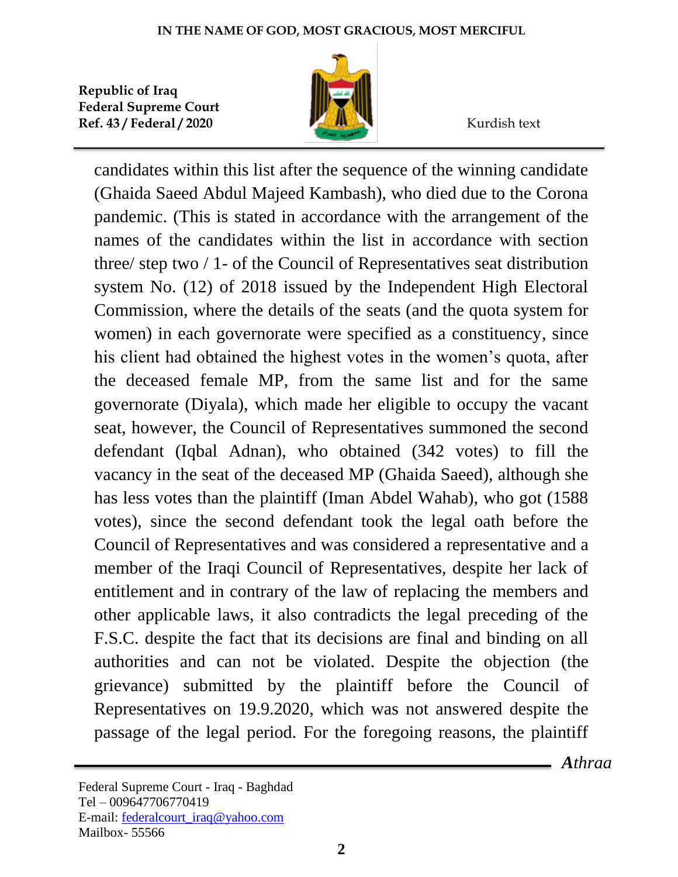candidates within this list after the sequence of the winning candidate (Ghaida Saeed Abdul Majeed Kambash), who died due to the Corona pandemic. (This is stated in accordance with the arrangement of the names of the candidates within the list in accordance with section three/ step two / 1- of the Council of Representatives seat distribution system No. (12) of 2018 issued by the Independent High Electoral Commission, where the details of the seats (and the quota system for women) in each governorate were specified as a constituency, since his client had obtained the highest votes in the women's quota, after the deceased female MP, from the same list and for the same governorate (Diyala), which made her eligible to occupy the vacant seat, however, the Council of Representatives summoned the second defendant (Iqbal Adnan), who obtained (342 votes) to fill the vacancy in the seat of the deceased MP (Ghaida Saeed), although she has less votes than the plaintiff (Iman Abdel Wahab), who got (1588 votes), since the second defendant took the legal oath before the Council of Representatives and was considered a representative and a member of the Iraqi Council of Representatives, despite her lack of entitlement and in contrary of the law of replacing the members and other applicable laws, it also contradicts the legal preceding of the F.S.C. despite the fact that its decisions are final and binding on all authorities and can not be violated. Despite the objection (the grievance) submitted by the plaintiff before the Council of Representatives on 19.9.2020, which was not answered despite the passage of the legal period. For the foregoing reasons, the plaintiff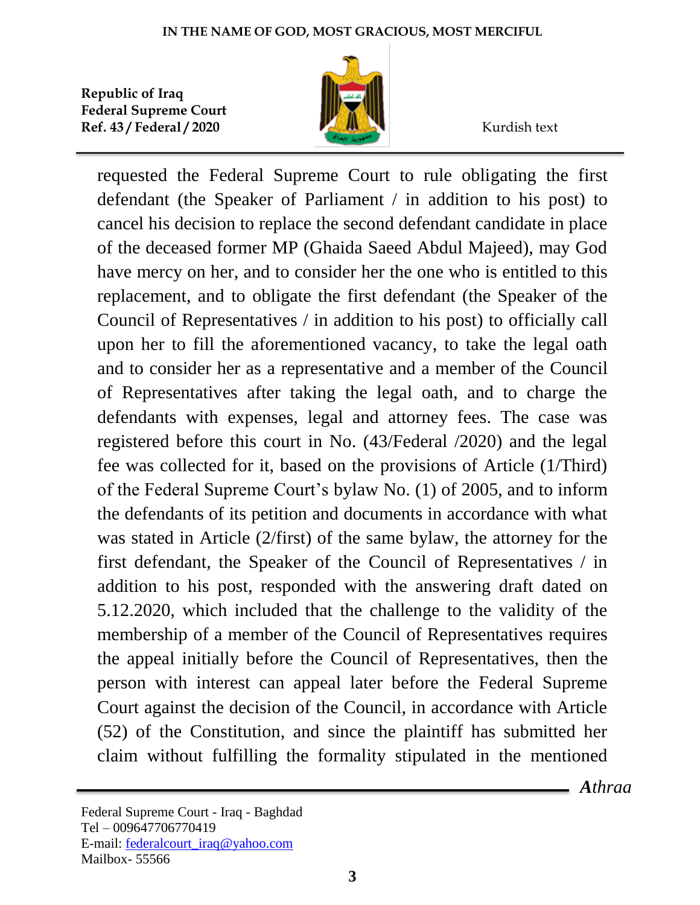requested the Federal Supreme Court to rule obligating the first defendant (the Speaker of Parliament / in addition to his post) to cancel his decision to replace the second defendant candidate in place of the deceased former MP (Ghaida Saeed Abdul Majeed), may God have mercy on her, and to consider her the one who is entitled to this replacement, and to obligate the first defendant (the Speaker of the Council of Representatives / in addition to his post) to officially call upon her to fill the aforementioned vacancy, to take the legal oath and to consider her as a representative and a member of the Council of Representatives after taking the legal oath, and to charge the defendants with expenses, legal and attorney fees. The case was registered before this court in No. (43/Federal /2020) and the legal fee was collected for it, based on the provisions of Article (1/Third) of the Federal Supreme Court's bylaw No. (1) of 2005, and to inform the defendants of its petition and documents in accordance with what was stated in Article (2/first) of the same bylaw, the attorney for the first defendant, the Speaker of the Council of Representatives / in addition to his post, responded with the answering draft dated on 5.12.2020, which included that the challenge to the validity of the membership of a member of the Council of Representatives requires the appeal initially before the Council of Representatives, then the person with interest can appeal later before the Federal Supreme Court against the decision of the Council, in accordance with Article (52) of the Constitution, and since the plaintiff has submitted her claim without fulfilling the formality stipulated in the mentioned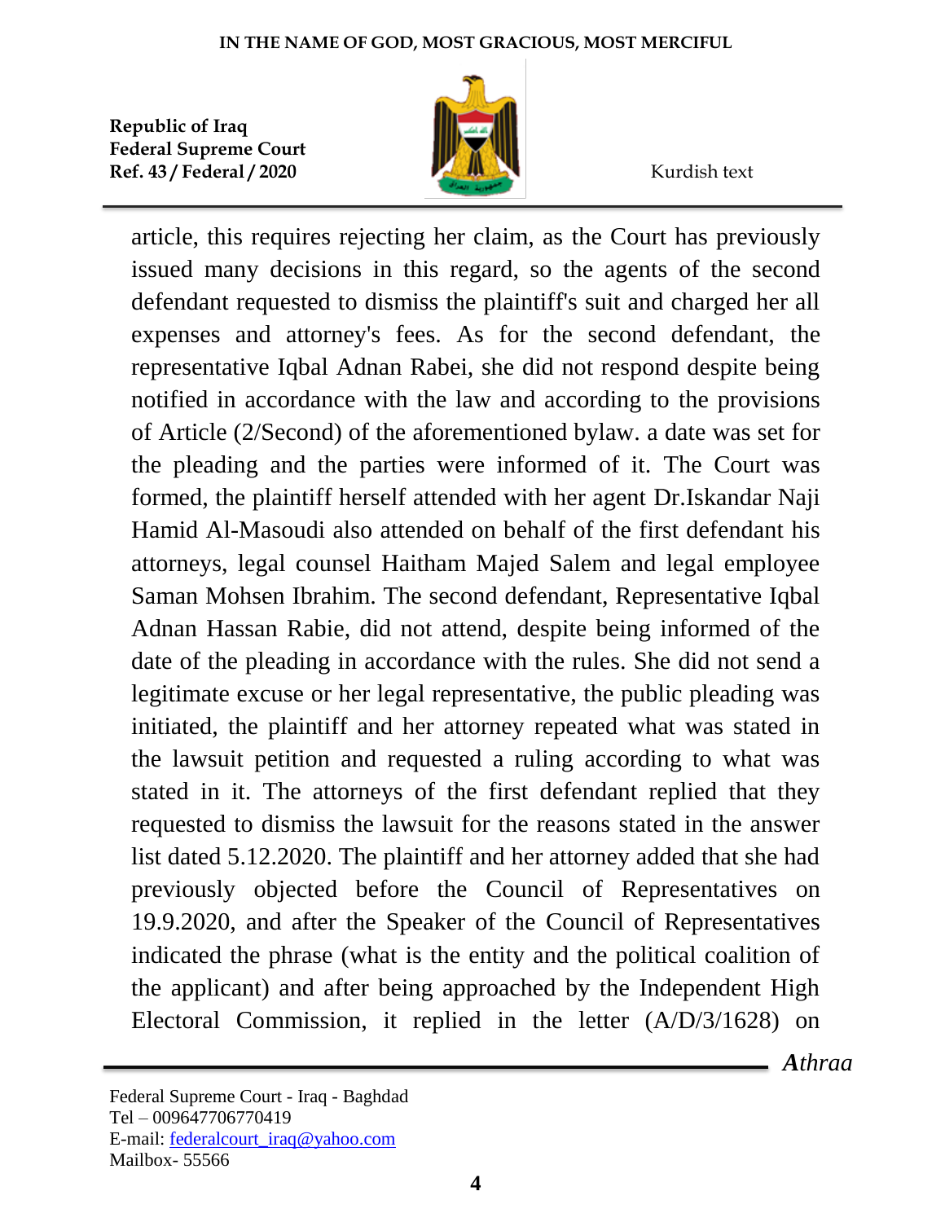article, this requires rejecting her claim, as the Court has previously issued many decisions in this regard, so the agents of the second defendant requested to dismiss the plaintiff's suit and charged her all expenses and attorney's fees. As for the second defendant, the representative Iqbal Adnan Rabei, she did not respond despite being notified in accordance with the law and according to the provisions of Article (2/Second) of the aforementioned bylaw. a date was set for the pleading and the parties were informed of it. The Court was formed, the plaintiff herself attended with her agent Dr.Iskandar Naji Hamid Al-Masoudi also attended on behalf of the first defendant his attorneys, legal counsel Haitham Majed Salem and legal employee Saman Mohsen Ibrahim. The second defendant, Representative Iqbal Adnan Hassan Rabie, did not attend, despite being informed of the date of the pleading in accordance with the rules. She did not send a legitimate excuse or her legal representative, the public pleading was initiated, the plaintiff and her attorney repeated what was stated in the lawsuit petition and requested a ruling according to what was stated in it. The attorneys of the first defendant replied that they requested to dismiss the lawsuit for the reasons stated in the answer list dated 5.12.2020. The plaintiff and her attorney added that she had previously objected before the Council of Representatives on 19.9.2020, and after the Speaker of the Council of Representatives indicated the phrase (what is the entity and the political coalition of the applicant) and after being approached by the Independent High Electoral Commission, it replied in the letter (A/D/3/1628) on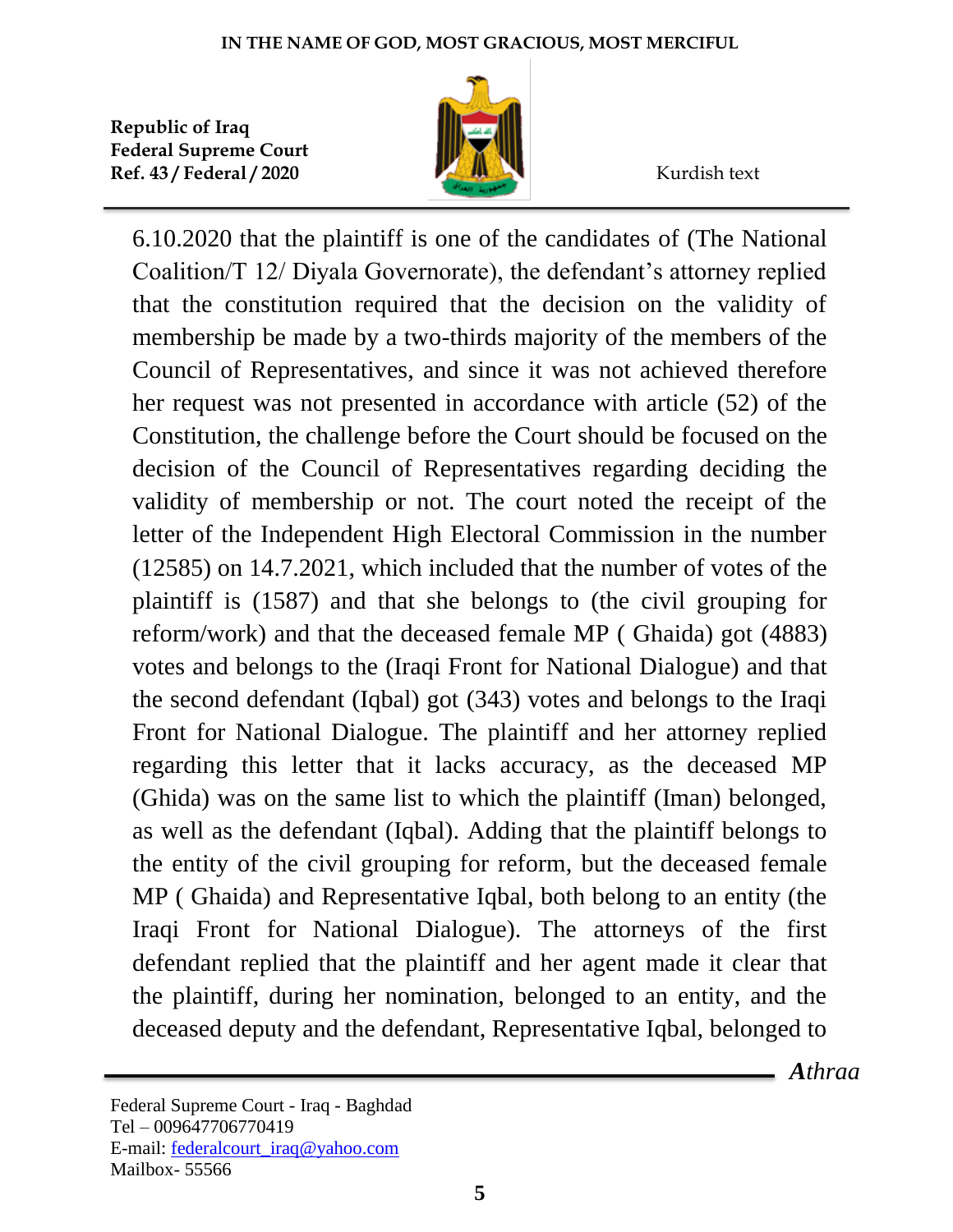6.10.2020 that the plaintiff is one of the candidates of (The National Coalition/T 12/ Diyala Governorate), the defendant's attorney replied that the constitution required that the decision on the validity of membership be made by a two-thirds majority of the members of the Council of Representatives, and since it was not achieved therefore her request was not presented in accordance with article (52) of the Constitution, the challenge before the Court should be focused on the decision of the Council of Representatives regarding deciding the validity of membership or not. The court noted the receipt of the letter of the Independent High Electoral Commission in the number (12585) on 14.7.2021, which included that the number of votes of the plaintiff is (1587) and that she belongs to (the civil grouping for reform/work) and that the deceased female MP ( Ghaida) got (4883) votes and belongs to the (Iraqi Front for National Dialogue) and that the second defendant (Iqbal) got (343) votes and belongs to the Iraqi Front for National Dialogue. The plaintiff and her attorney replied regarding this letter that it lacks accuracy, as the deceased MP (Ghida) was on the same list to which the plaintiff (Iman) belonged, as well as the defendant (Iqbal). Adding that the plaintiff belongs to the entity of the civil grouping for reform, but the deceased female MP ( Ghaida) and Representative Iqbal, both belong to an entity (the Iraqi Front for National Dialogue). The attorneys of the first defendant replied that the plaintiff and her agent made it clear that the plaintiff, during her nomination, belonged to an entity, and the deceased deputy and the defendant, Representative Iqbal, belonged to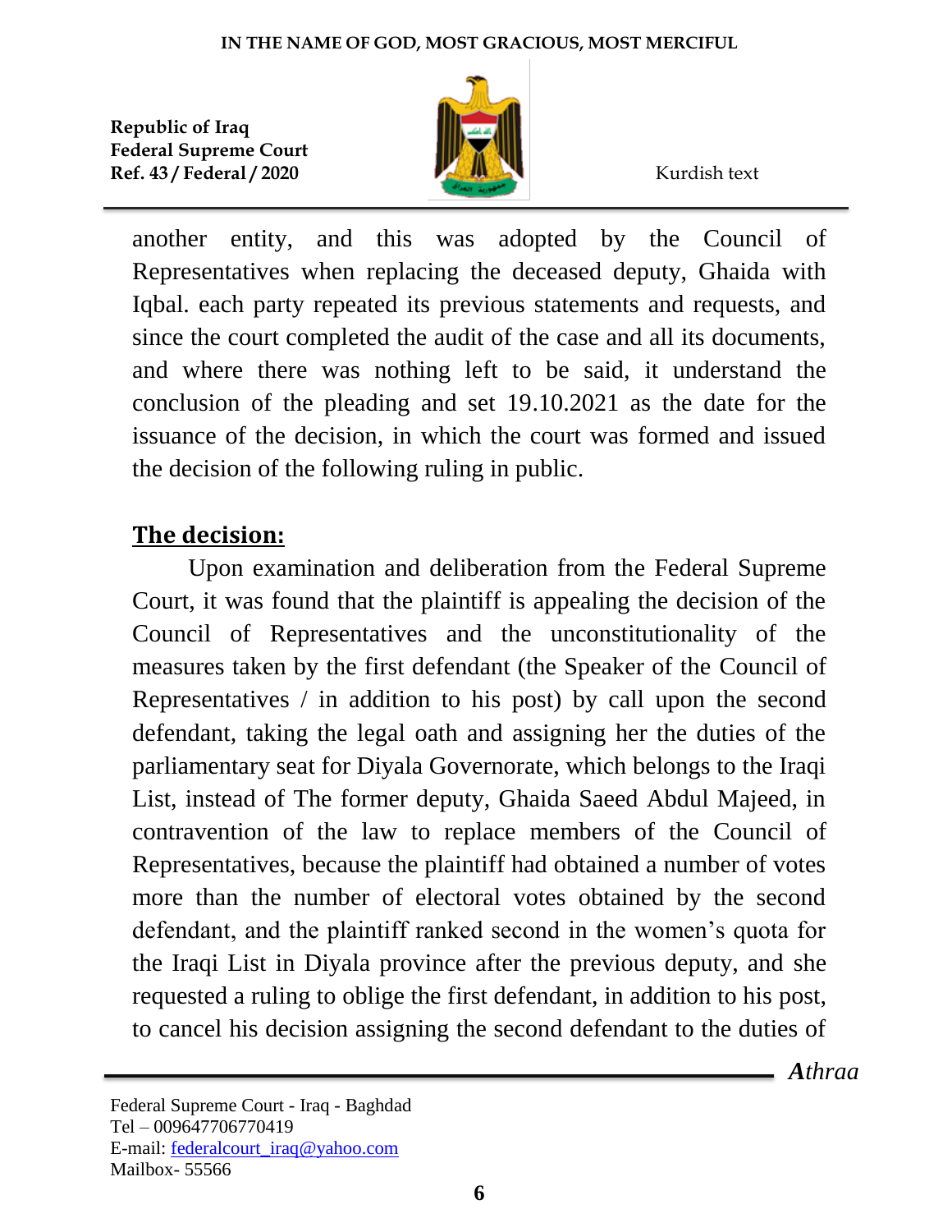another entity, and this was adopted by the Council of Representatives when replacing the deceased deputy, Ghaida with Iqbal. each party repeated its previous statements and requests, and since the court completed the audit of the case and all its documents, and where there was nothing left to be said, it understand the conclusion of the pleading and set 19.10.2021 as the date for the issuance of the decision, in which the court was formed and issued the decision of the following ruling in public.

## The decision:

Upon examination and deliberation from the Federal Supreme Court, it was found that the plaintiff is appealing the decision of the Council of Representatives and the unconstitutionality of the measures taken by the first defendant (the Speaker of the Council of Representatives / in addition to his post) by call upon the second defendant, taking the legal oath and assigning her the duties of the parliamentary seat for Diyala Governorate, which belongs to the Iraqi List, instead of The former deputy, Ghaida Saeed Abdul Majeed, in contravention of the law to replace members of the Council of Representatives, because the plaintiff had obtained a number of votes more than the number of electoral votes obtained by the second defendant, and the plaintiff ranked second in the women's quota for the Iraqi List in Diyala province after the previous deputy, and she requested a ruling to oblige the first defendant, in addition to his post, to cancel his decision assigning the second defendant to the duties of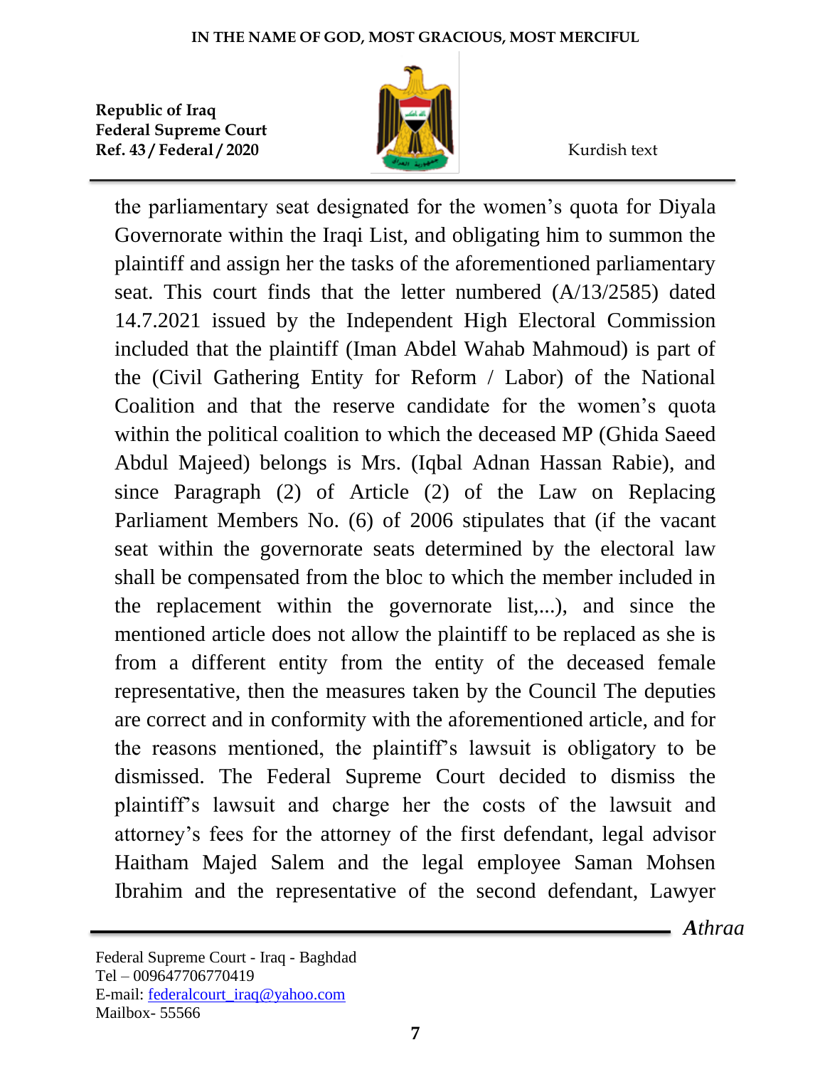the parliamentary seat designated for the women's quota for Diyala Governorate within the Iraqi List, and obligating him to summon the plaintiff and assign her the tasks of the aforementioned parliamentary seat. This court finds that the letter numbered (A/13/2585) dated 14.7.2021 issued by the Independent High Electoral Commission included that the plaintiff (Iman Abdel Wahab Mahmoud) is part of the (Civil Gathering Entity for Reform / Labor) of the National Coalition and that the reserve candidate for the women's quota within the political coalition to which the deceased MP (Ghida Saeed Abdul Majeed) belongs is Mrs. (Iqbal Adnan Hassan Rabie), and since Paragraph (2) of Article (2) of the Law on Replacing Parliament Members No. (6) of 2006 stipulates that (if the vacant seat within the governorate seats determined by the electoral law shall be compensated from the bloc to which the member included in the replacement within the governorate list,...), and since the mentioned article does not allow the plaintiff to be replaced as she is from a different entity from the entity of the deceased female representative, then the measures taken by the Council The deputies are correct and in conformity with the aforementioned article, and for the reasons mentioned, the plaintiff's lawsuit is obligatory to be dismissed. The Federal Supreme Court decided to dismiss the plaintiff's lawsuit and charge her the costs of the lawsuit and attorney's fees for the attorney of the first defendant, legal advisor Haitham Majed Salem and the legal employee Saman Mohsen Ibrahim and the representative of the second defendant, Lawyer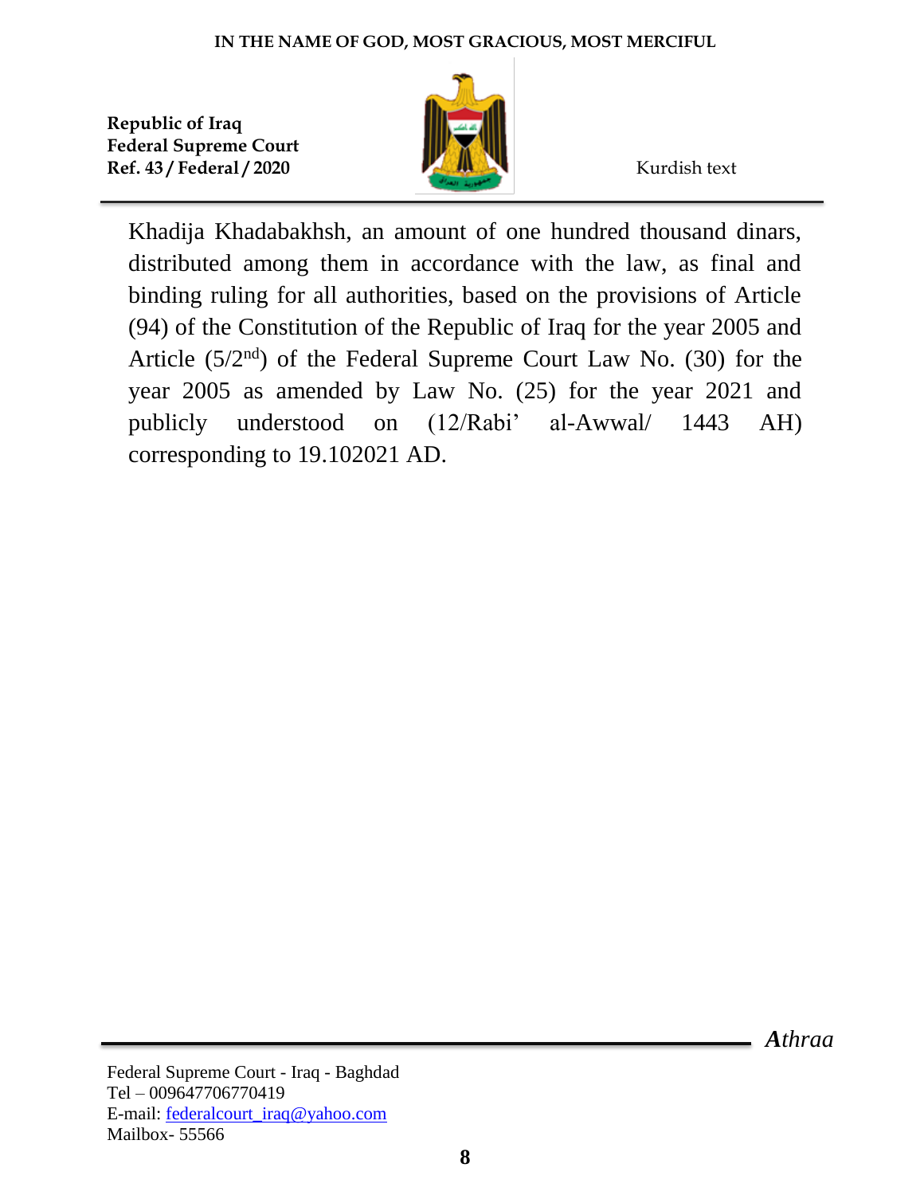Khadija Khadabakhsh, an amount of one hundred thousand dinars, distributed among them in accordance with the law, as final and binding ruling for all authorities, based on the provisions of Article (94) of the Constitution of the Republic of Iraq for the year 2005 and Article (5/2nd) of the Federal Supreme Court Law No. (30) for the year 2005 as amended by Law No. (25) for the year 2021 and publicly understood on (12/Rabi' al-Awwal/ 1443 AH) corresponding to 19.102021 AD.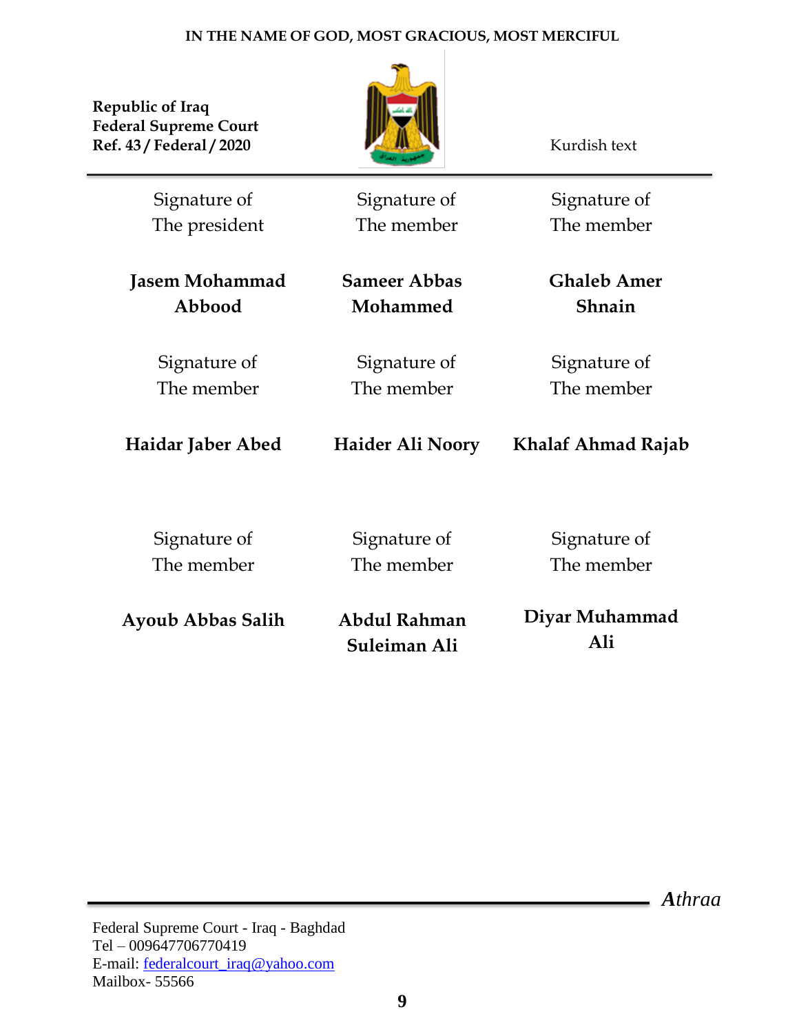| | | |
|---|---|---|
| Signature of The president | Signature of The member | Signature of The member |
| **Jasem Mohammad Abbood** | **Sameer Abbas Mohammed** | **Ghaleb Amer Shnain** |
| Signature of The member | Signature of The member | Signature of The member |
| **Haidar Jaber Abed** | **Haider Ali Noory** | **Khalaf Ahmad Rajab** |
| Signature of The member | Signature of The member | Signature of The member |
| **Ayoub Abbas Salih** | **Abdul Rahman Suleiman Ali** | **Diyar Muhammad Ali** |